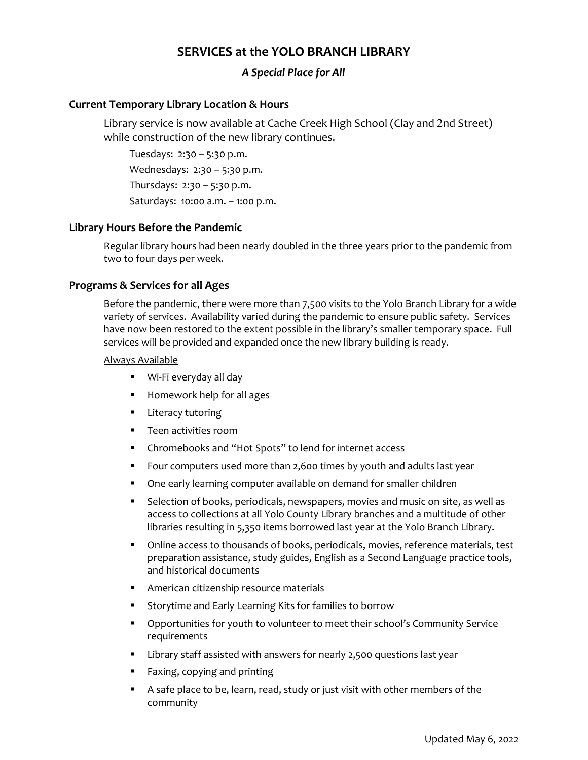# SERVICES at the YOLO BRANCH LIBRARY

*A Special Place for All*

## Current Temporary Library Location & Hours

Library service is now available at Cache Creek High School (Clay and 2nd Street) while construction of the new library continues.

Tuesdays: 2:30 – 5:30 p.m.

Wednesdays: 2:30 – 5:30 p.m.

Thursdays: 2:30 – 5:30 p.m.

Saturdays: 10:00 a.m. – 1:00 p.m.

## Library Hours Before the Pandemic

Regular library hours had been nearly doubled in the three years prior to the pandemic from two to four days per week.

## Programs & Services for all Ages

Before the pandemic, there were more than 7,500 visits to the Yolo Branch Library for a wide variety of services. Availability varied during the pandemic to ensure public safety. Services have now been restored to the extent possible in the library's smaller temporary space. Full services will be provided and expanded once the new library building is ready.

<u>Always Available</u>

- Wi-Fi everyday all day
- Homework help for all ages
- Literacy tutoring
- Teen activities room
- Chromebooks and "Hot Spots" to lend for internet access
- Four computers used more than 2,600 times by youth and adults last year
- One early learning computer available on demand for smaller children
- Selection of books, periodicals, newspapers, movies and music on site, as well as access to collections at all Yolo County Library branches and a multitude of other libraries resulting in 5,350 items borrowed last year at the Yolo Branch Library.
- Online access to thousands of books, periodicals, movies, reference materials, test preparation assistance, study guides, English as a Second Language practice tools, and historical documents
- American citizenship resource materials
- Storytime and Early Learning Kits for families to borrow
- Opportunities for youth to volunteer to meet their school's Community Service requirements
- Library staff assisted with answers for nearly 2,500 questions last year
- Faxing, copying and printing
- A safe place to be, learn, read, study or just visit with other members of the community

Updated May 6, 2022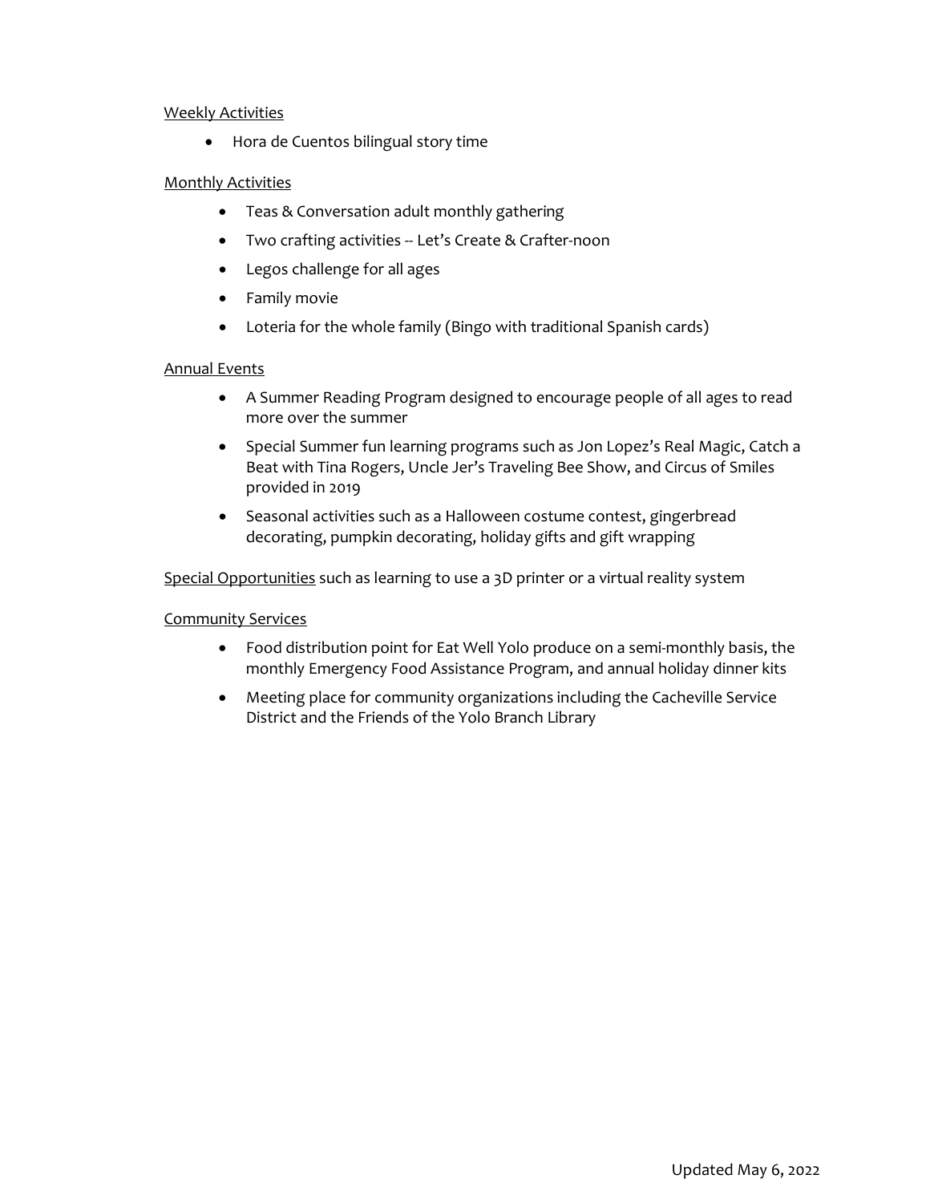Weekly Activities

- Hora de Cuentos bilingual story time

Monthly Activities

- Teas & Conversation adult monthly gathering
- Two crafting activities -- Let's Create & Crafter-noon
- Legos challenge for all ages
- Family movie
- Loteria for the whole family (Bingo with traditional Spanish cards)

Annual Events

- A Summer Reading Program designed to encourage people of all ages to read more over the summer
- Special Summer fun learning programs such as Jon Lopez's Real Magic, Catch a Beat with Tina Rogers, Uncle Jer's Traveling Bee Show, and Circus of Smiles provided in 2019
- Seasonal activities such as a Halloween costume contest, gingerbread decorating, pumpkin decorating, holiday gifts and gift wrapping

Special Opportunities such as learning to use a 3D printer or a virtual reality system

Community Services

- Food distribution point for Eat Well Yolo produce on a semi-monthly basis, the monthly Emergency Food Assistance Program, and annual holiday dinner kits
- Meeting place for community organizations including the Cacheville Service District and the Friends of the Yolo Branch Library

Updated May 6, 2022